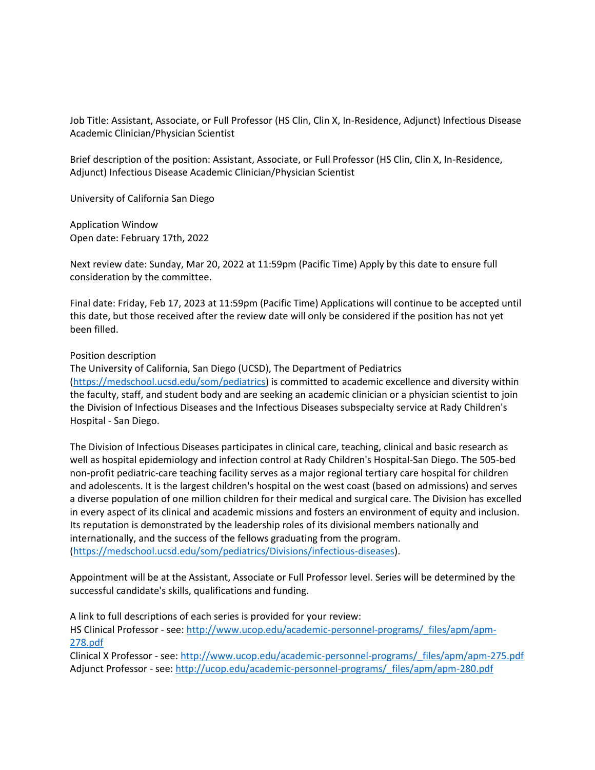Job Title: Assistant, Associate, or Full Professor (HS Clin, Clin X, In-Residence, Adjunct) Infectious Disease Academic Clinician/Physician Scientist

Brief description of the position: Assistant, Associate, or Full Professor (HS Clin, Clin X, In-Residence, Adjunct) Infectious Disease Academic Clinician/Physician Scientist

University of California San Diego

Application Window
Open date: February 17th, 2022

Next review date: Sunday, Mar 20, 2022 at 11:59pm (Pacific Time) Apply by this date to ensure full consideration by the committee.

Final date: Friday, Feb 17, 2023 at 11:59pm (Pacific Time) Applications will continue to be accepted until this date, but those received after the review date will only be considered if the position has not yet been filled.

Position description
The University of California, San Diego (UCSD), The Department of Pediatrics ([https://medschool.ucsd.edu/som/pediatrics](https://medschool.ucsd.edu/som/pediatrics)) is committed to academic excellence and diversity within the faculty, staff, and student body and are seeking an academic clinician or a physician scientist to join the Division of Infectious Diseases and the Infectious Diseases subspecialty service at Rady Children's Hospital - San Diego.

The Division of Infectious Diseases participates in clinical care, teaching, clinical and basic research as well as hospital epidemiology and infection control at Rady Children's Hospital-San Diego. The 505-bed non-profit pediatric-care teaching facility serves as a major regional tertiary care hospital for children and adolescents. It is the largest children's hospital on the west coast (based on admissions) and serves a diverse population of one million children for their medical and surgical care. The Division has excelled in every aspect of its clinical and academic missions and fosters an environment of equity and inclusion. Its reputation is demonstrated by the leadership roles of its divisional members nationally and internationally, and the success of the fellows graduating from the program. ([https://medschool.ucsd.edu/som/pediatrics/Divisions/infectious-diseases](https://medschool.ucsd.edu/som/pediatrics/Divisions/infectious-diseases)).

Appointment will be at the Assistant, Associate or Full Professor level. Series will be determined by the successful candidate's skills, qualifications and funding.

A link to full descriptions of each series is provided for your review:
HS Clinical Professor - see: [http://www.ucop.edu/academic-personnel-programs/_files/apm/apm-278.pdf](http://www.ucop.edu/academic-personnel-programs/_files/apm/apm-278.pdf)
Clinical X Professor - see: [http://www.ucop.edu/academic-personnel-programs/_files/apm/apm-275.pdf](http://www.ucop.edu/academic-personnel-programs/_files/apm/apm-275.pdf)
Adjunct Professor - see: [http://ucop.edu/academic-personnel-programs/_files/apm/apm-280.pdf](http://ucop.edu/academic-personnel-programs/_files/apm/apm-280.pdf)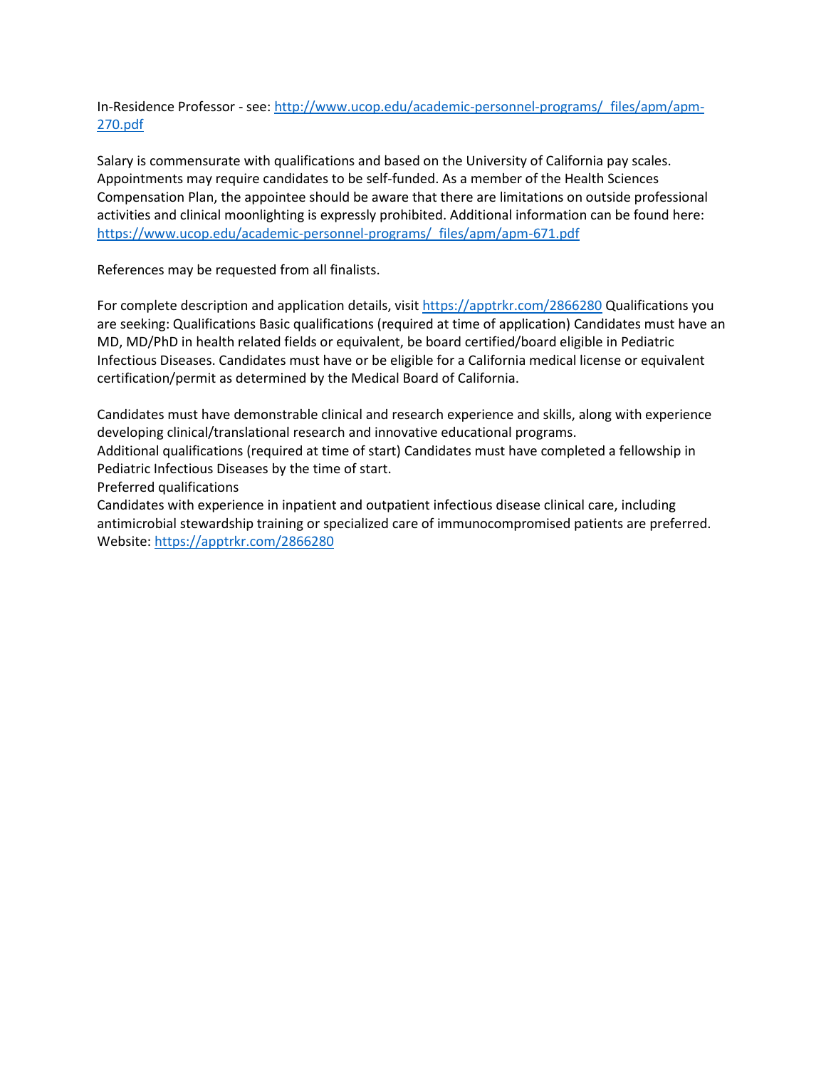In-Residence Professor - see: http://www.ucop.edu/academic-personnel-programs/_files/apm/apm-270.pdf

Salary is commensurate with qualifications and based on the University of California pay scales. Appointments may require candidates to be self-funded. As a member of the Health Sciences Compensation Plan, the appointee should be aware that there are limitations on outside professional activities and clinical moonlighting is expressly prohibited. Additional information can be found here: https://www.ucop.edu/academic-personnel-programs/_files/apm/apm-671.pdf

References may be requested from all finalists.

For complete description and application details, visit https://apptrkr.com/2866280 Qualifications you are seeking: Qualifications Basic qualifications (required at time of application) Candidates must have an MD, MD/PhD in health related fields or equivalent, be board certified/board eligible in Pediatric Infectious Diseases. Candidates must have or be eligible for a California medical license or equivalent certification/permit as determined by the Medical Board of California.

Candidates must have demonstrable clinical and research experience and skills, along with experience developing clinical/translational research and innovative educational programs.
Additional qualifications (required at time of start) Candidates must have completed a fellowship in Pediatric Infectious Diseases by the time of start.
Preferred qualifications
Candidates with experience in inpatient and outpatient infectious disease clinical care, including antimicrobial stewardship training or specialized care of immunocompromised patients are preferred.
Website: https://apptrkr.com/2866280